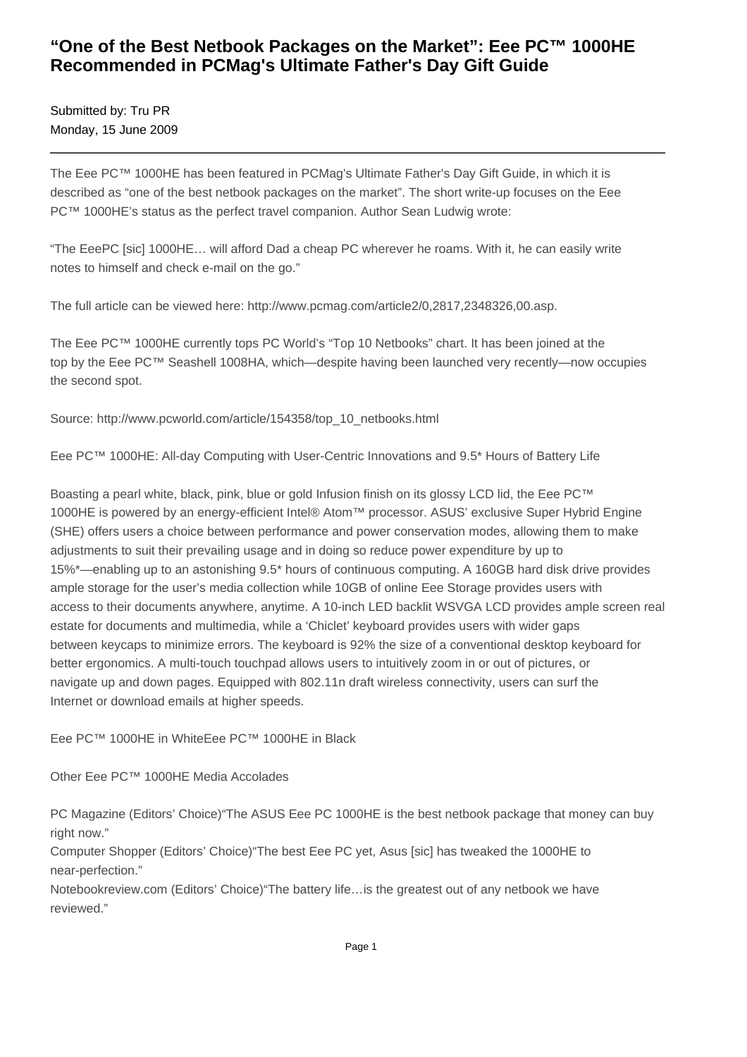# "One of the Best Netbook Packages on the Market": Eee PC™ 1000HE Recommended in PCMag's Ultimate Father's Day Gift Guide

Submitted by: Tru PR
Monday, 15 June 2009

---

The Eee PC™ 1000HE has been featured in PCMag's Ultimate Father's Day Gift Guide, in which it is described as "one of the best netbook packages on the market". The short write-up focuses on the Eee PC™ 1000HE's status as the perfect travel companion. Author Sean Ludwig wrote:

"The EeePC [sic] 1000HE… will afford Dad a cheap PC wherever he roams. With it, he can easily write notes to himself and check e-mail on the go."

The full article can be viewed here: http://www.pcmag.com/article2/0,2817,2348326,00.asp.

The Eee PC™ 1000HE currently tops PC World's "Top 10 Netbooks" chart. It has been joined at the top by the Eee PC™ Seashell 1008HA, which—despite having been launched very recently—now occupies the second spot.

Source: http://www.pcworld.com/article/154358/top_10_netbooks.html

Eee PC™ 1000HE: All-day Computing with User-Centric Innovations and 9.5* Hours of Battery Life

Boasting a pearl white, black, pink, blue or gold Infusion finish on its glossy LCD lid, the Eee PC™ 1000HE is powered by an energy-efficient Intel® Atom™ processor. ASUS' exclusive Super Hybrid Engine (SHE) offers users a choice between performance and power conservation modes, allowing them to make adjustments to suit their prevailing usage and in doing so reduce power expenditure by up to 15%*—enabling up to an astonishing 9.5* hours of continuous computing. A 160GB hard disk drive provides ample storage for the user's media collection while 10GB of online Eee Storage provides users with access to their documents anywhere, anytime. A 10-inch LED backlit WSVGA LCD provides ample screen real estate for documents and multimedia, while a 'Chiclet' keyboard provides users with wider gaps between keycaps to minimize errors. The keyboard is 92% the size of a conventional desktop keyboard for better ergonomics. A multi-touch touchpad allows users to intuitively zoom in or out of pictures, or navigate up and down pages. Equipped with 802.11n draft wireless connectivity, users can surf the Internet or download emails at higher speeds.

Eee PC™ 1000HE in WhiteEee PC™ 1000HE in Black

Other Eee PC™ 1000HE Media Accolades

PC Magazine (Editors' Choice)"The ASUS Eee PC 1000HE is the best netbook package that money can buy right now."
Computer Shopper (Editors' Choice)"The best Eee PC yet, Asus [sic] has tweaked the 1000HE to near-perfection."
Notebookreview.com (Editors' Choice)"The battery life…is the greatest out of any netbook we have reviewed."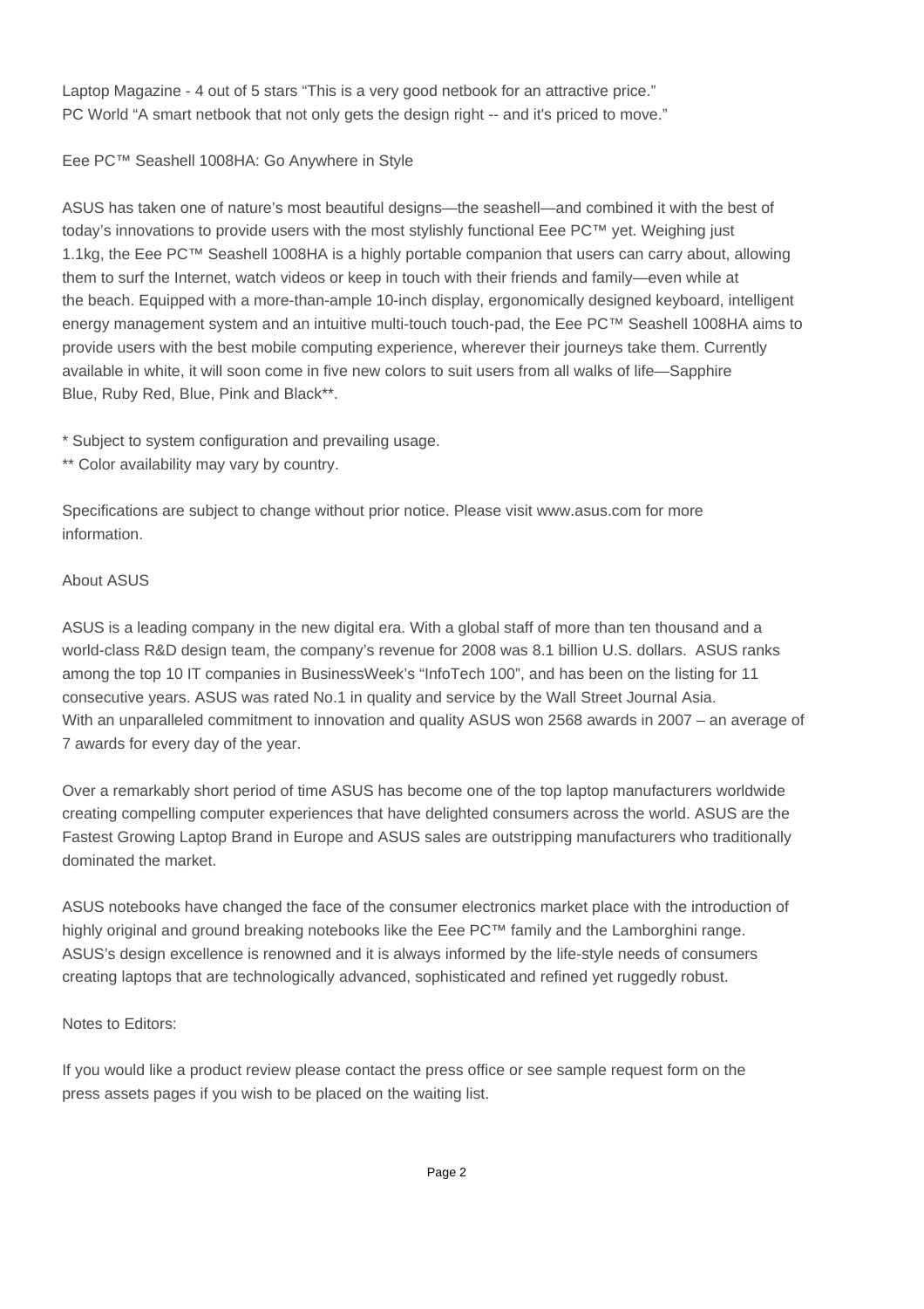Laptop Magazine - 4 out of 5 stars “This is a very good netbook for an attractive price.”
PC World “A smart netbook that not only gets the design right -- and it's priced to move.”

Eee PC™ Seashell 1008HA: Go Anywhere in Style

ASUS has taken one of nature’s most beautiful designs—the seashell—and combined it with the best of today’s innovations to provide users with the most stylishly functional Eee PC™ yet. Weighing just 1.1kg, the Eee PC™ Seashell 1008HA is a highly portable companion that users can carry about, allowing them to surf the Internet, watch videos or keep in touch with their friends and family—even while at the beach. Equipped with a more-than-ample 10-inch display, ergonomically designed keyboard, intelligent energy management system and an intuitive multi-touch touch-pad, the Eee PC™ Seashell 1008HA aims to provide users with the best mobile computing experience, wherever their journeys take them. Currently available in white, it will soon come in five new colors to suit users from all walks of life—Sapphire Blue, Ruby Red, Blue, Pink and Black**.

* Subject to system configuration and prevailing usage.
** Color availability may vary by country.

Specifications are subject to change without prior notice. Please visit www.asus.com for more information.

About ASUS

ASUS is a leading company in the new digital era. With a global staff of more than ten thousand and a world-class R&D design team, the company’s revenue for 2008 was 8.1 billion U.S. dollars. ASUS ranks among the top 10 IT companies in BusinessWeek’s “InfoTech 100”, and has been on the listing for 11 consecutive years. ASUS was rated No.1 in quality and service by the Wall Street Journal Asia. With an unparalleled commitment to innovation and quality ASUS won 2568 awards in 2007 – an average of 7 awards for every day of the year.

Over a remarkably short period of time ASUS has become one of the top laptop manufacturers worldwide creating compelling computer experiences that have delighted consumers across the world. ASUS are the Fastest Growing Laptop Brand in Europe and ASUS sales are outstripping manufacturers who traditionally dominated the market.

ASUS notebooks have changed the face of the consumer electronics market place with the introduction of highly original and ground breaking notebooks like the Eee PC™ family and the Lamborghini range. ASUS’s design excellence is renowned and it is always informed by the life-style needs of consumers creating laptops that are technologically advanced, sophisticated and refined yet ruggedly robust.

Notes to Editors:

If you would like a product review please contact the press office or see sample request form on the press assets pages if you wish to be placed on the waiting list.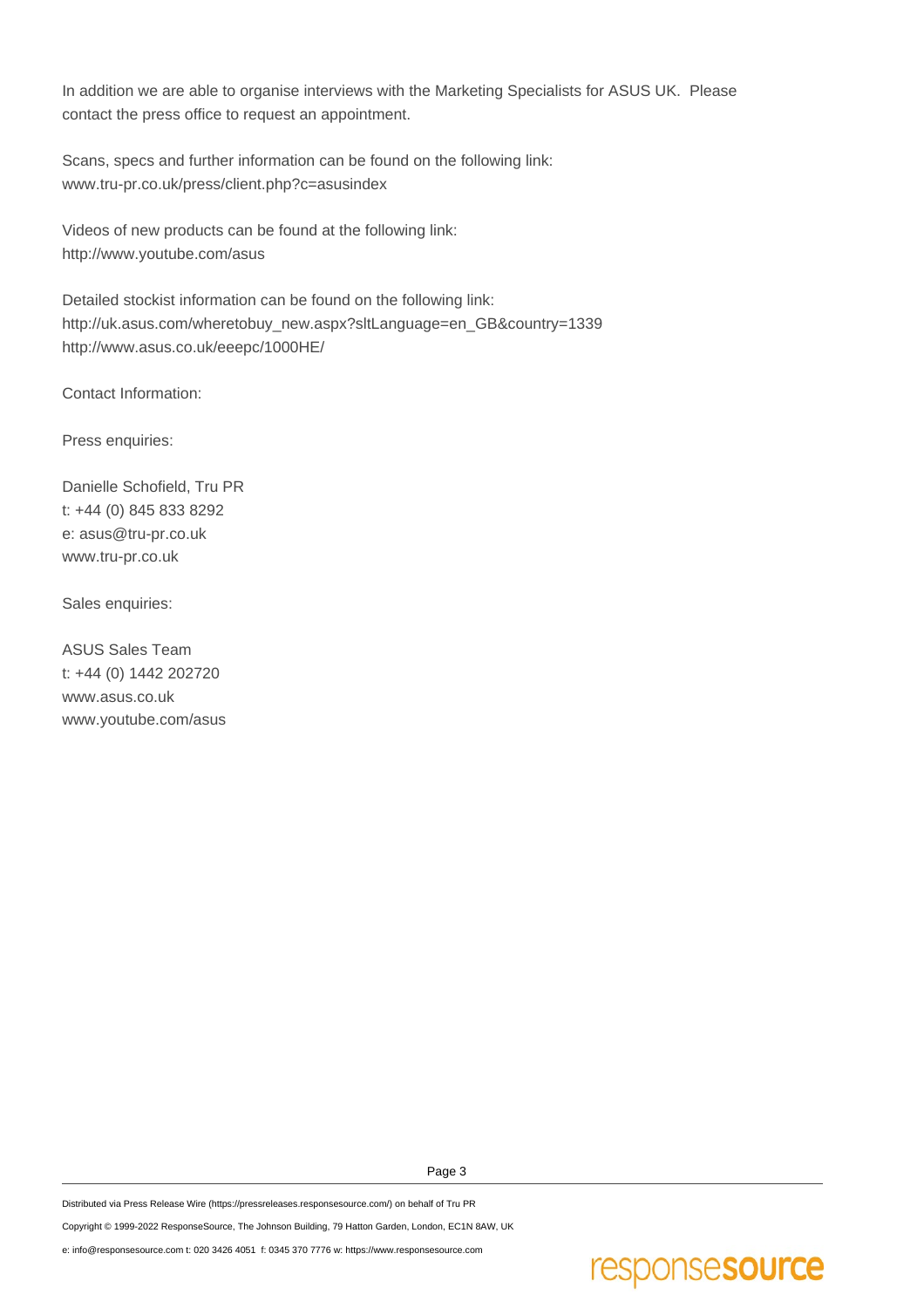In addition we are able to organise interviews with the Marketing Specialists for ASUS UK. Please contact the press office to request an appointment.

Scans, specs and further information can be found on the following link:
www.tru-pr.co.uk/press/client.php?c=asusindex

Videos of new products can be found at the following link:
http://www.youtube.com/asus

Detailed stockist information can be found on the following link:
http://uk.asus.com/wheretobuy_new.aspx?sltLanguage=en_GB&country=1339
http://www.asus.co.uk/eeepc/1000HE/

Contact Information:

Press enquiries:

Danielle Schofield, Tru PR
t: +44 (0) 845 833 8292
e: asus@tru-pr.co.uk
www.tru-pr.co.uk

Sales enquiries:

ASUS Sales Team
t: +44 (0) 1442 202720
www.asus.co.uk
www.youtube.com/asus

Distributed via Press Release Wire (https://pressreleases.responsesource.com/) on behalf of Tru PR

Copyright © 1999-2022 ResponseSource, The Johnson Building, 79 Hatton Garden, London, EC1N 8AW, UK

e: info@responsesource.com t: 020 3426 4051 f: 0345 370 7776 w: https://www.responsesource.com

responsesource